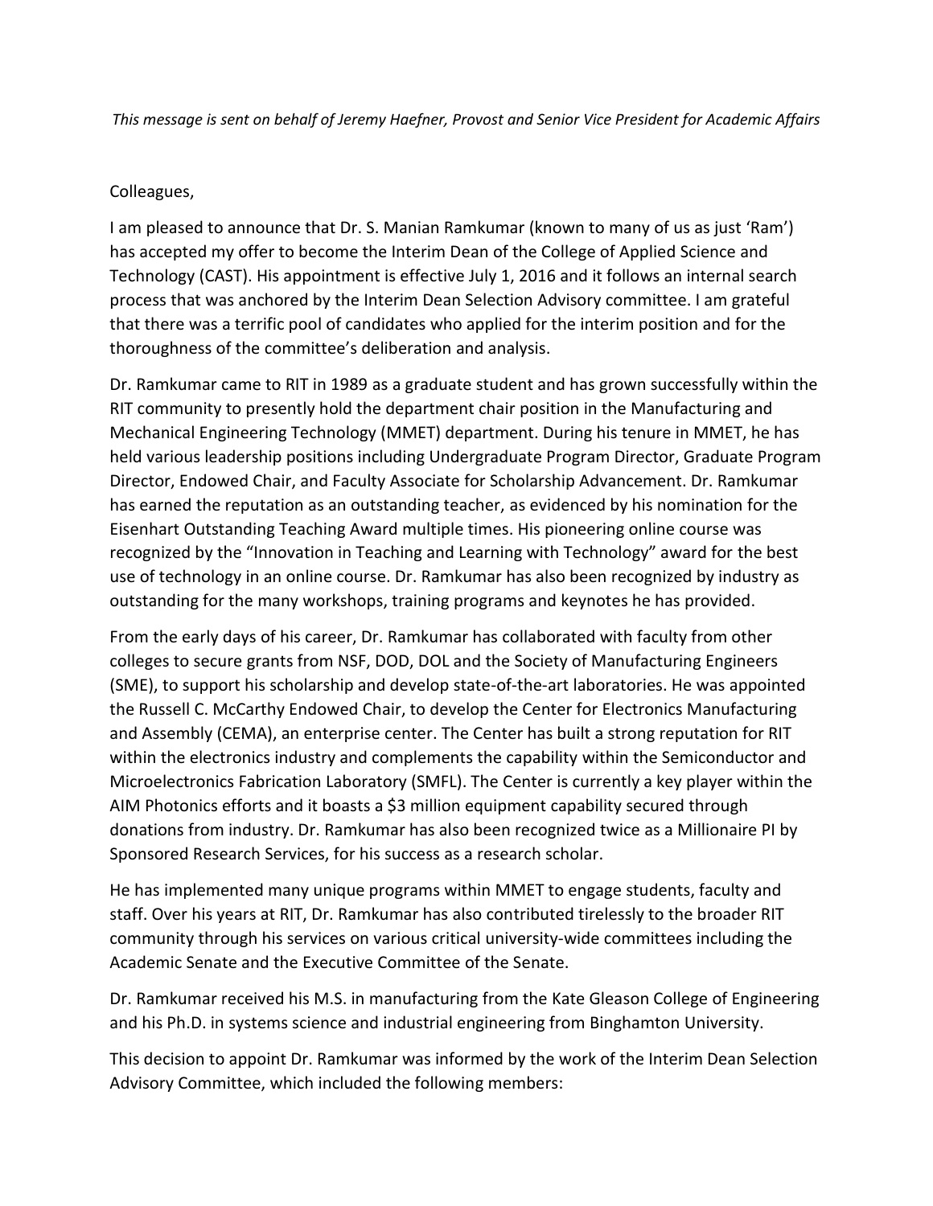*This message is sent on behalf of Jeremy Haefner, Provost and Senior Vice President for Academic Affairs*

Colleagues,

I am pleased to announce that Dr. S. Manian Ramkumar (known to many of us as just 'Ram') has accepted my offer to become the Interim Dean of the College of Applied Science and Technology (CAST). His appointment is effective July 1, 2016 and it follows an internal search process that was anchored by the Interim Dean Selection Advisory committee. I am grateful that there was a terrific pool of candidates who applied for the interim position and for the thoroughness of the committee's deliberation and analysis.

Dr. Ramkumar came to RIT in 1989 as a graduate student and has grown successfully within the RIT community to presently hold the department chair position in the Manufacturing and Mechanical Engineering Technology (MMET) department. During his tenure in MMET, he has held various leadership positions including Undergraduate Program Director, Graduate Program Director, Endowed Chair, and Faculty Associate for Scholarship Advancement. Dr. Ramkumar has earned the reputation as an outstanding teacher, as evidenced by his nomination for the Eisenhart Outstanding Teaching Award multiple times. His pioneering online course was recognized by the "Innovation in Teaching and Learning with Technology" award for the best use of technology in an online course. Dr. Ramkumar has also been recognized by industry as outstanding for the many workshops, training programs and keynotes he has provided.

From the early days of his career, Dr. Ramkumar has collaborated with faculty from other colleges to secure grants from NSF, DOD, DOL and the Society of Manufacturing Engineers (SME), to support his scholarship and develop state-of-the-art laboratories. He was appointed the Russell C. McCarthy Endowed Chair, to develop the Center for Electronics Manufacturing and Assembly (CEMA), an enterprise center. The Center has built a strong reputation for RIT within the electronics industry and complements the capability within the Semiconductor and Microelectronics Fabrication Laboratory (SMFL). The Center is currently a key player within the AIM Photonics efforts and it boasts a $3 million equipment capability secured through donations from industry. Dr. Ramkumar has also been recognized twice as a Millionaire PI by Sponsored Research Services, for his success as a research scholar.

He has implemented many unique programs within MMET to engage students, faculty and staff. Over his years at RIT, Dr. Ramkumar has also contributed tirelessly to the broader RIT community through his services on various critical university-wide committees including the Academic Senate and the Executive Committee of the Senate.

Dr. Ramkumar received his M.S. in manufacturing from the Kate Gleason College of Engineering and his Ph.D. in systems science and industrial engineering from Binghamton University.

This decision to appoint Dr. Ramkumar was informed by the work of the Interim Dean Selection Advisory Committee, which included the following members: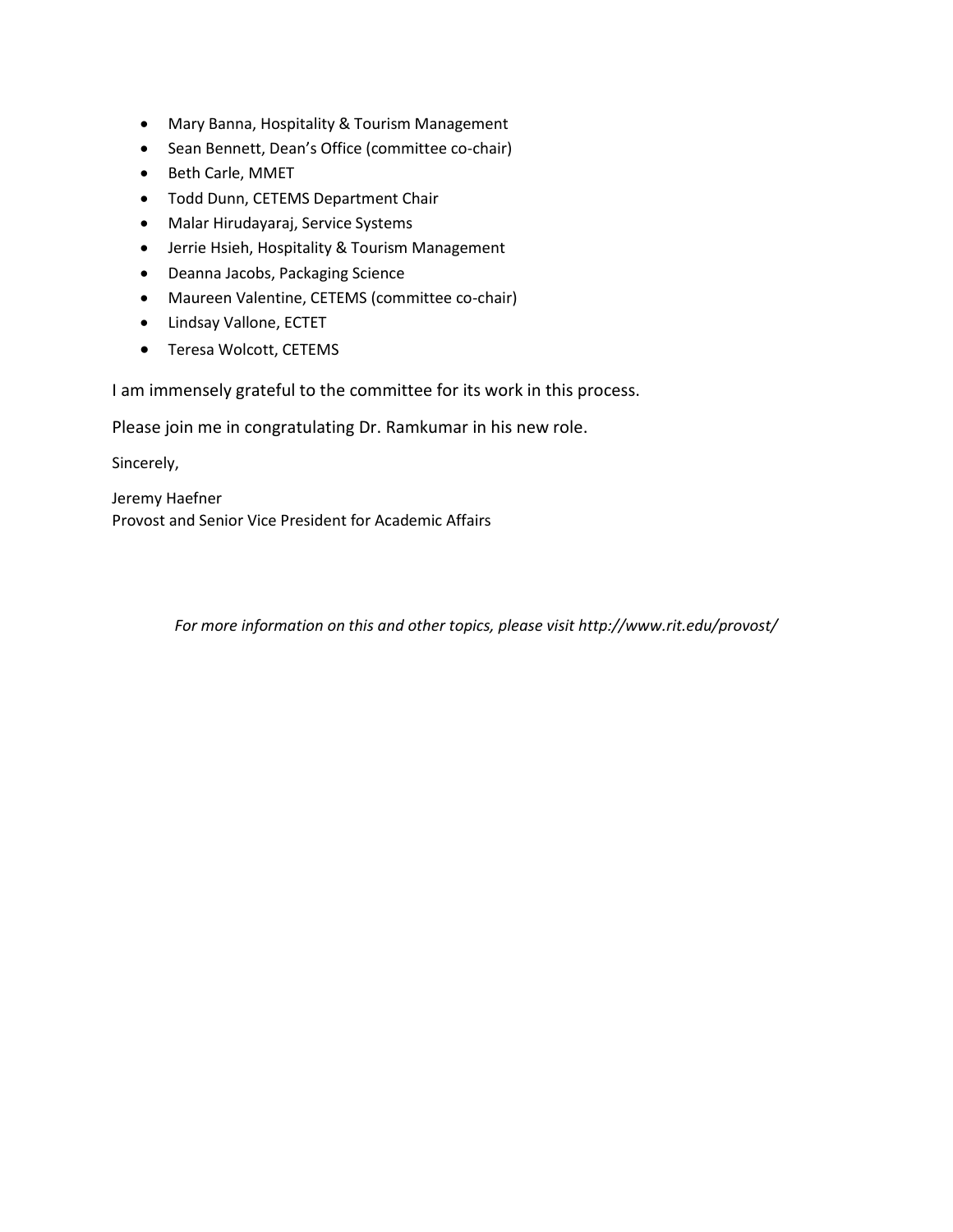- Mary Banna, Hospitality & Tourism Management
- Sean Bennett, Dean's Office (committee co-chair)
- Beth Carle, MMET
- Todd Dunn, CETEMS Department Chair
- Malar Hirudayaraj, Service Systems
- Jerrie Hsieh, Hospitality & Tourism Management
- Deanna Jacobs, Packaging Science
- Maureen Valentine, CETEMS (committee co-chair)
- Lindsay Vallone, ECTET
- Teresa Wolcott, CETEMS

I am immensely grateful to the committee for its work in this process.

Please join me in congratulating Dr. Ramkumar in his new role.

Sincerely,

Jeremy Haefner
Provost and Senior Vice President for Academic Affairs

*For more information on this and other topics, please visit http://www.rit.edu/provost/*